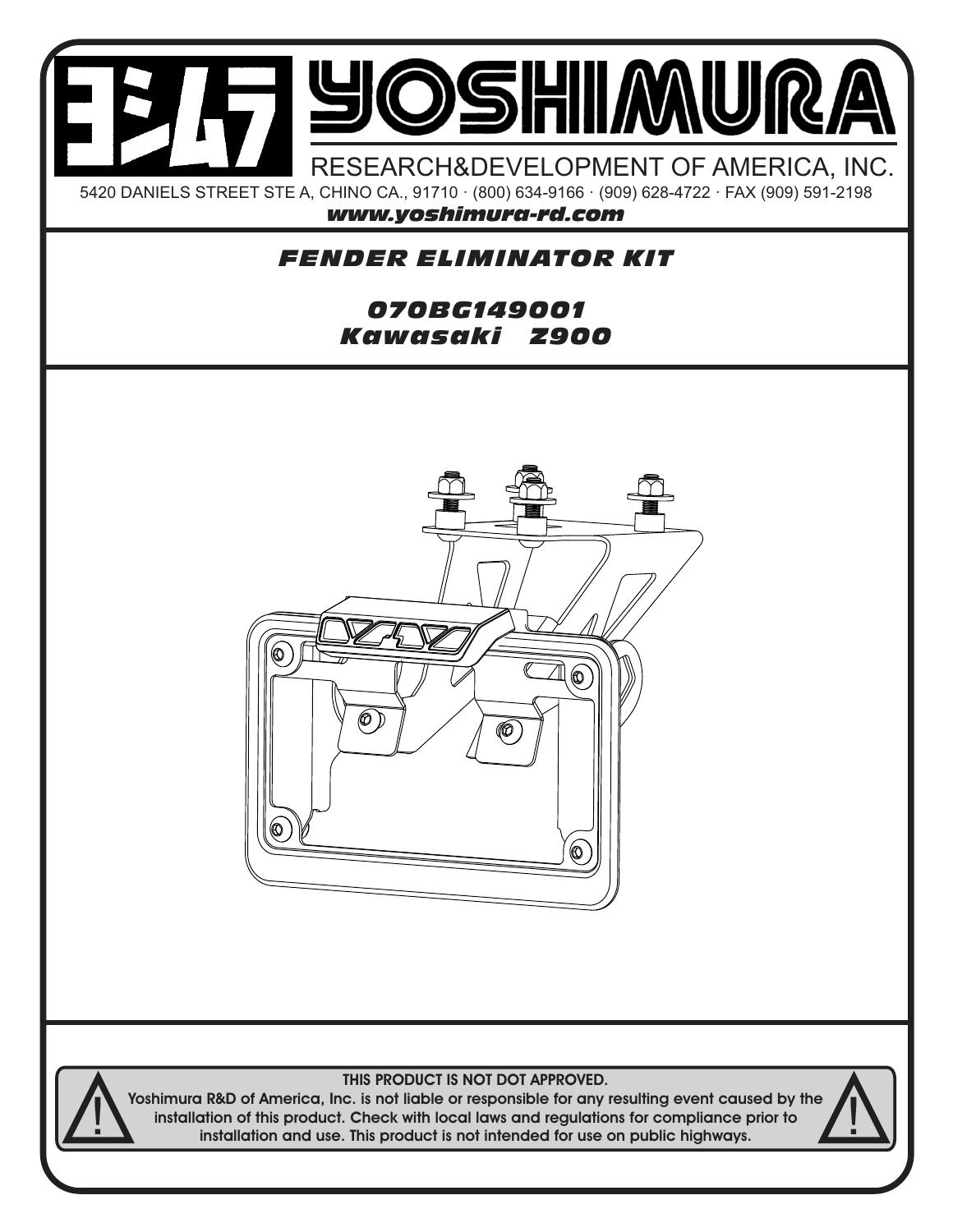# YOSHIMURA

RESEARCH&DEVELOPMENT OF AMERICA, INC.

5420 DANIELS STREET STE A, CHINO CA., 91710 · (800) 634-9166 · (909) 628-4722 · FAX (909) 591-2198

***www.yoshimura-rd.com***

## *FENDER ELIMINATOR KIT*

### *070BG149001*
### *Kawasaki Z900*

**THIS PRODUCT IS NOT DOT APPROVED.**

**Yoshimura R&D of America, Inc. is not liable or responsible for any resulting event caused by the installation of this product. Check with local laws and regulations for compliance prior to installation and use. This product is not intended for use on public highways.**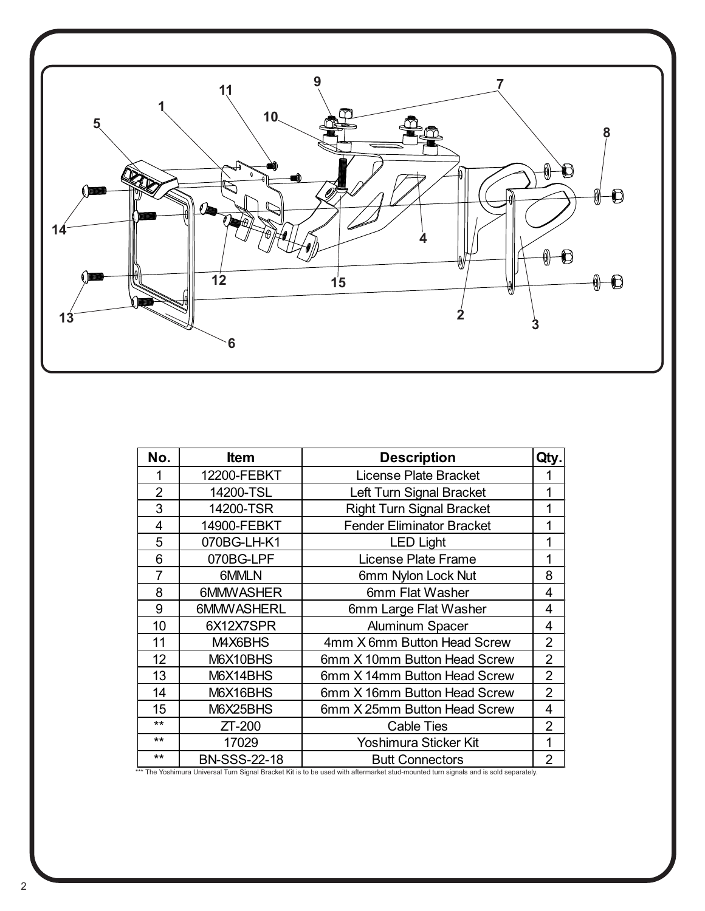| No. | Item | Description | Qty. |
|---|---|---|---|
| 1 | 12200-FEBKT | License Plate Bracket | 1 |
| 2 | 14200-TSL | Left Turn Signal Bracket | 1 |
| 3 | 14200-TSR | Right Turn Signal Bracket | 1 |
| 4 | 14900-FEBKT | Fender Eliminator Bracket | 1 |
| 5 | 070BG-LH-K1 | LED Light | 1 |
| 6 | 070BG-LPF | License Plate Frame | 1 |
| 7 | 6MMLN | 6mm Nylon Lock Nut | 8 |
| 8 | 6MMWASHER | 6mm Flat Washer | 4 |
| 9 | 6MMWASHERL | 6mm Large Flat Washer | 4 |
| 10 | 6X12X7SPR | Aluminum Spacer | 4 |
| 11 | M4X6BHS | 4mm X 6mm Button Head Screw | 2 |
| 12 | M6X10BHS | 6mm X 10mm Button Head Screw | 2 |
| 13 | M6X14BHS | 6mm X 14mm Button Head Screw | 2 |
| 14 | M6X16BHS | 6mm X 16mm Button Head Screw | 2 |
| 15 | M6X25BHS | 6mm X 25mm Button Head Screw | 4 |
| ** | ZT-200 | Cable Ties | 2 |
| ** | 17029 | Yoshimura Sticker Kit | 1 |
| ** | BN-SSS-22-18 | Butt Connectors | 2 |

*** The Yoshimura Universal Turn Signal Bracket Kit is to be used with aftermarket stud-mounted turn signals and is sold separately.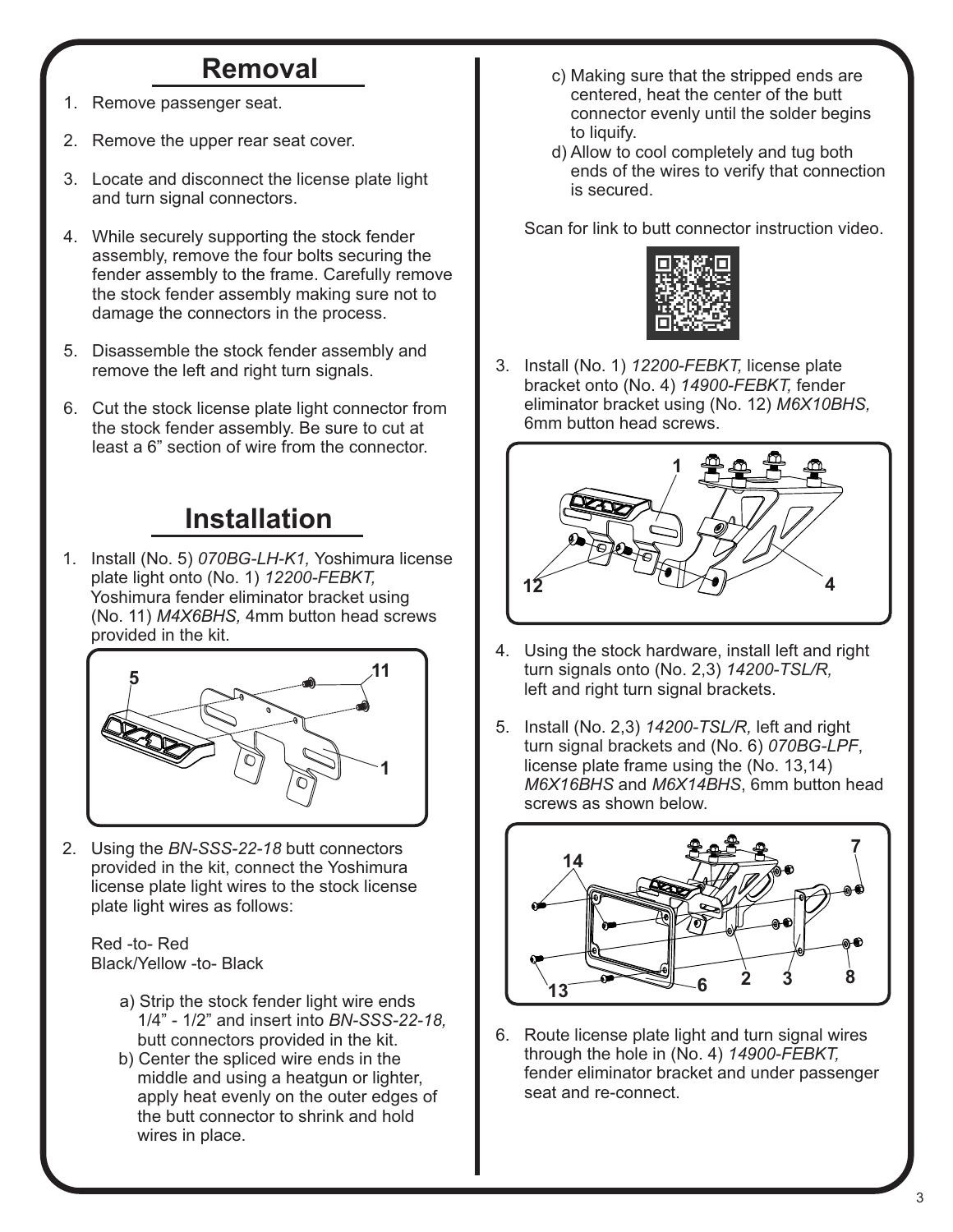## Removal

1. Remove passenger seat.
2. Remove the upper rear seat cover.
3. Locate and disconnect the license plate light and turn signal connectors.
4. While securely supporting the stock fender assembly, remove the four bolts securing the fender assembly to the frame. Carefully remove the stock fender assembly making sure not to damage the connectors in the process.
5. Disassemble the stock fender assembly and remove the left and right turn signals.
6. Cut the stock license plate light connector from the stock fender assembly. Be sure to cut at least a 6" section of wire from the connector.

## Installation

1. Install (No. 5) *070BG-LH-K1,* Yoshimura license plate light onto (No. 1) *12200-FEBKT,* Yoshimura fender eliminator bracket using (No. 11) *M4X6BHS,* 4mm button head screws provided in the kit.

2. Using the *BN-SSS-22-18* butt connectors provided in the kit, connect the Yoshimura license plate light wires to the stock license plate light wires as follows:

   Red -to- Red
   Black/Yellow -to- Black

   a) Strip the stock fender light wire ends 1/4" - 1/2" and insert into *BN-SSS-22-18,* butt connectors provided in the kit.
   b) Center the spliced wire ends in the middle and using a heatgun or lighter, apply heat evenly on the outer edges of the butt connector to shrink and hold wires in place.
   c) Making sure that the stripped ends are centered, heat the center of the butt connector evenly until the solder begins to liquify.
   d) Allow to cool completely and tug both ends of the wires to verify that connection is secured.

   Scan for link to butt connector instruction video.

3. Install (No. 1) *12200-FEBKT,* license plate bracket onto (No. 4) *14900-FEBKT,* fender eliminator bracket using (No. 12) *M6X10BHS,* 6mm button head screws.

4. Using the stock hardware, install left and right turn signals onto (No. 2,3) *14200-TSL/R,* left and right turn signal brackets.

5. Install (No. 2,3) *14200-TSL/R,* left and right turn signal brackets and (No. 6) *070BG-LPF*, license plate frame using the (No. 13,14) *M6X16BHS* and *M6X14BHS*, 6mm button head screws as shown below.

6. Route license plate light and turn signal wires through the hole in (No. 4) *14900-FEBKT,* fender eliminator bracket and under passenger seat and re-connect.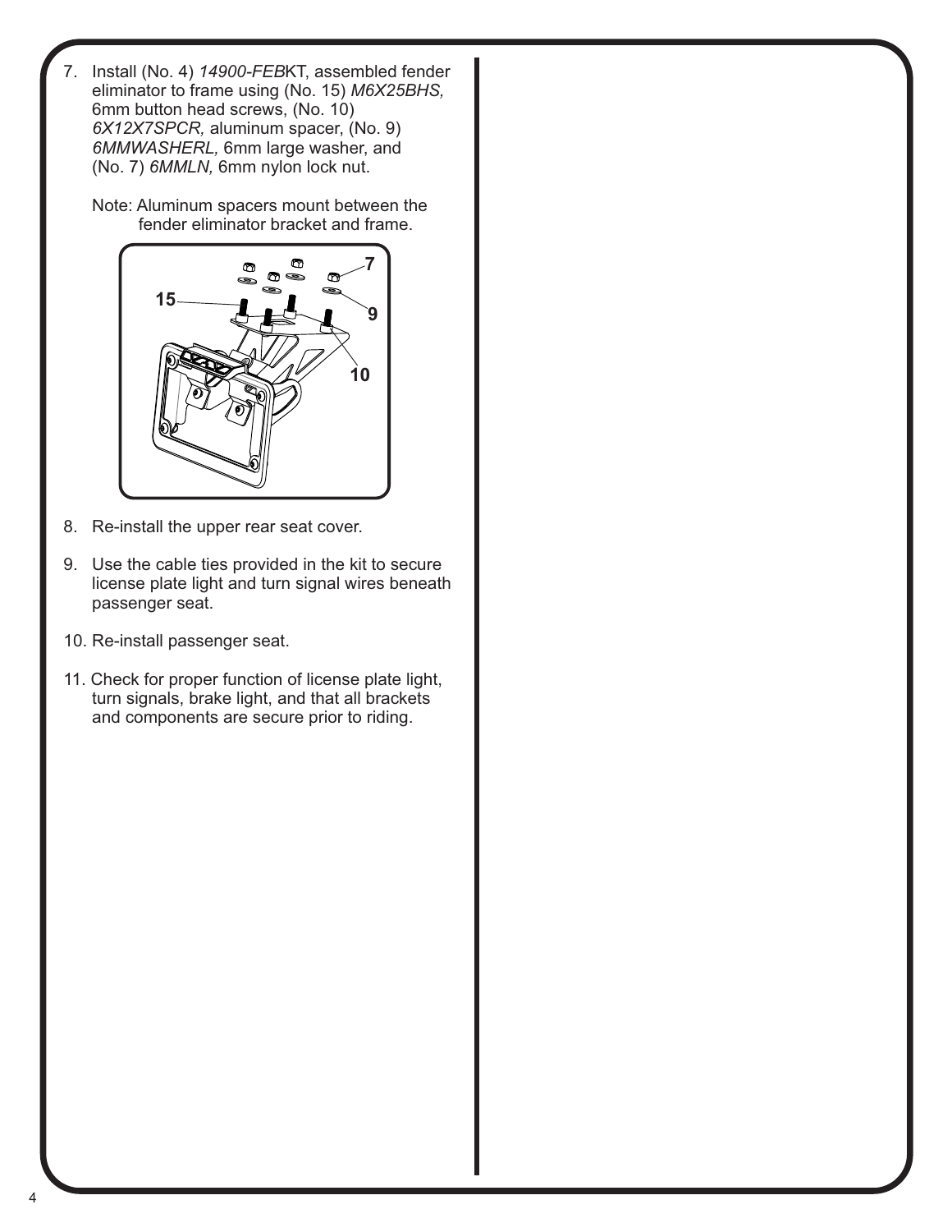7. Install (No. 4) *14900-FEB*KT, assembled fender eliminator to frame using (No. 15) *M6X25BHS,* 6mm button head screws, (No. 10) *6X12X7SPCR,* aluminum spacer, (No. 9) *6MMWASHERL,* 6mm large washer, and (No. 7) *6MMLN,* 6mm nylon lock nut.

   Note: Aluminum spacers mount between the fender eliminator bracket and frame.

   15

   7

   9

   10

8. Re-install the upper rear seat cover.

9. Use the cable ties provided in the kit to secure license plate light and turn signal wires beneath passenger seat.

10. Re-install passenger seat.

11. Check for proper function of license plate light, turn signals, brake light, and that all brackets and components are secure prior to riding.